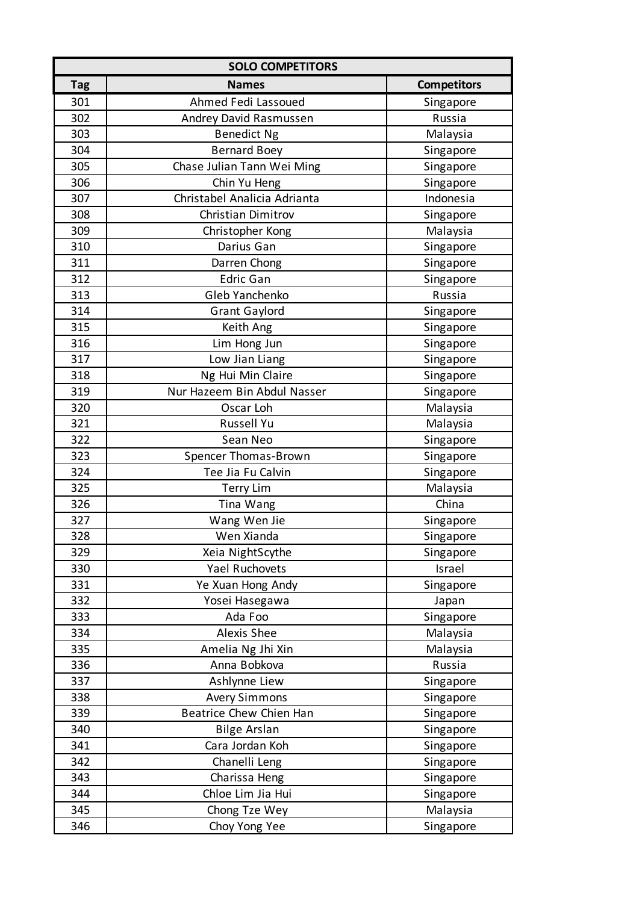| SOLO COMPETITORS | | |
|---|---|---|
| **Tag** | **Names** | **Competitors** |
| 301 | Ahmed Fedi Lassoued | Singapore |
| 302 | Andrey David Rasmussen | Russia |
| 303 | Benedict Ng | Malaysia |
| 304 | Bernard Boey | Singapore |
| 305 | Chase Julian Tann Wei Ming | Singapore |
| 306 | Chin Yu Heng | Singapore |
| 307 | Christabel Analicia Adrianta | Indonesia |
| 308 | Christian Dimitrov | Singapore |
| 309 | Christopher Kong | Malaysia |
| 310 | Darius Gan | Singapore |
| 311 | Darren Chong | Singapore |
| 312 | Edric Gan | Singapore |
| 313 | Gleb Yanchenko | Russia |
| 314 | Grant Gaylord | Singapore |
| 315 | Keith Ang | Singapore |
| 316 | Lim Hong Jun | Singapore |
| 317 | Low Jian Liang | Singapore |
| 318 | Ng Hui Min Claire | Singapore |
| 319 | Nur Hazeem Bin Abdul Nasser | Singapore |
| 320 | Oscar Loh | Malaysia |
| 321 | Russell Yu | Malaysia |
| 322 | Sean Neo | Singapore |
| 323 | Spencer Thomas-Brown | Singapore |
| 324 | Tee Jia Fu Calvin | Singapore |
| 325 | Terry Lim | Malaysia |
| 326 | Tina Wang | China |
| 327 | Wang Wen Jie | Singapore |
| 328 | Wen Xianda | Singapore |
| 329 | Xeia NightScythe | Singapore |
| 330 | Yael Ruchovets | Israel |
| 331 | Ye Xuan Hong Andy | Singapore |
| 332 | Yosei Hasegawa | Japan |
| 333 | Ada Foo | Singapore |
| 334 | Alexis Shee | Malaysia |
| 335 | Amelia Ng Jhi Xin | Malaysia |
| 336 | Anna Bobkova | Russia |
| 337 | Ashlynne Liew | Singapore |
| 338 | Avery Simmons | Singapore |
| 339 | Beatrice Chew Chien Han | Singapore |
| 340 | Bilge Arslan | Singapore |
| 341 | Cara Jordan Koh | Singapore |
| 342 | Chanelli Leng | Singapore |
| 343 | Charissa Heng | Singapore |
| 344 | Chloe Lim Jia Hui | Singapore |
| 345 | Chong Tze Wey | Malaysia |
| 346 | Choy Yong Yee | Singapore |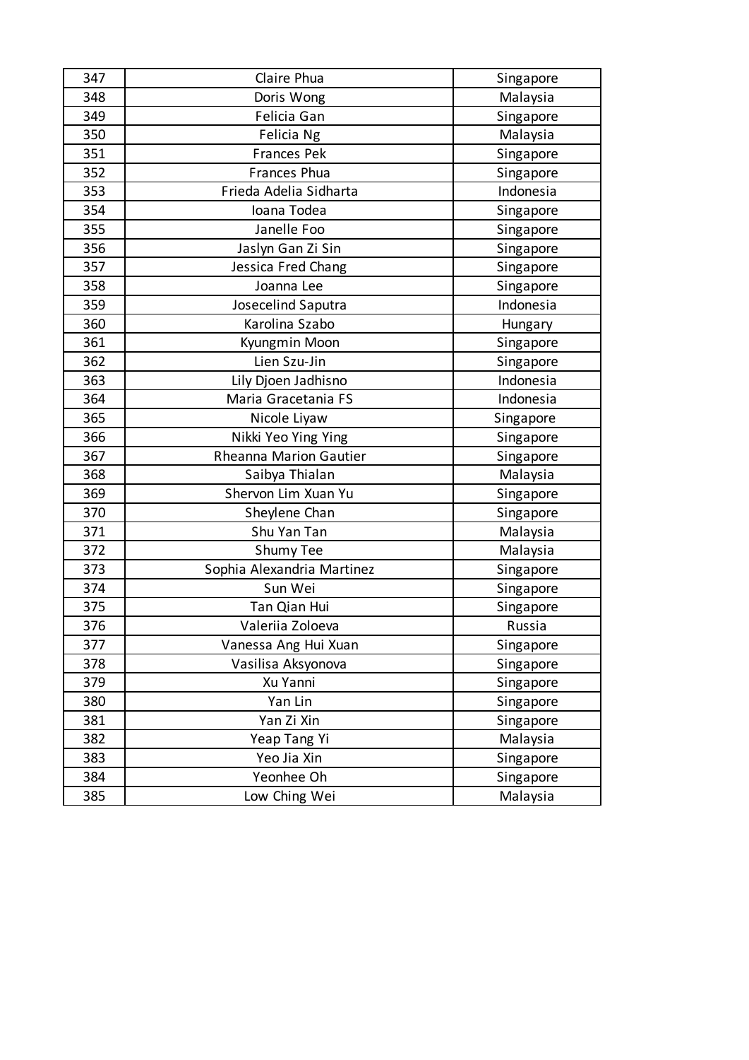| | | |
|---|---|---|
| 347 | Claire Phua | Singapore |
| 348 | Doris Wong | Malaysia |
| 349 | Felicia Gan | Singapore |
| 350 | Felicia Ng | Malaysia |
| 351 | Frances Pek | Singapore |
| 352 | Frances Phua | Singapore |
| 353 | Frieda Adelia Sidharta | Indonesia |
| 354 | Ioana Todea | Singapore |
| 355 | Janelle Foo | Singapore |
| 356 | Jaslyn Gan Zi Sin | Singapore |
| 357 | Jessica Fred Chang | Singapore |
| 358 | Joanna Lee | Singapore |
| 359 | Josecelind Saputra | Indonesia |
| 360 | Karolina Szabo | Hungary |
| 361 | Kyungmin Moon | Singapore |
| 362 | Lien Szu-Jin | Singapore |
| 363 | Lily Djoen Jadhisno | Indonesia |
| 364 | Maria Gracetania FS | Indonesia |
| 365 | Nicole Liyaw | Singapore |
| 366 | Nikki Yeo Ying Ying | Singapore |
| 367 | Rheanna Marion Gautier | Singapore |
| 368 | Saibya Thialan | Malaysia |
| 369 | Shervon Lim Xuan Yu | Singapore |
| 370 | Sheylene Chan | Singapore |
| 371 | Shu Yan Tan | Malaysia |
| 372 | Shumy Tee | Malaysia |
| 373 | Sophia Alexandria Martinez | Singapore |
| 374 | Sun Wei | Singapore |
| 375 | Tan Qian Hui | Singapore |
| 376 | Valeriia Zoloeva | Russia |
| 377 | Vanessa Ang Hui Xuan | Singapore |
| 378 | Vasilisa Aksyonova | Singapore |
| 379 | Xu Yanni | Singapore |
| 380 | Yan Lin | Singapore |
| 381 | Yan Zi Xin | Singapore |
| 382 | Yeap Tang Yi | Malaysia |
| 383 | Yeo Jia Xin | Singapore |
| 384 | Yeonhee Oh | Singapore |
| 385 | Low Ching Wei | Malaysia |